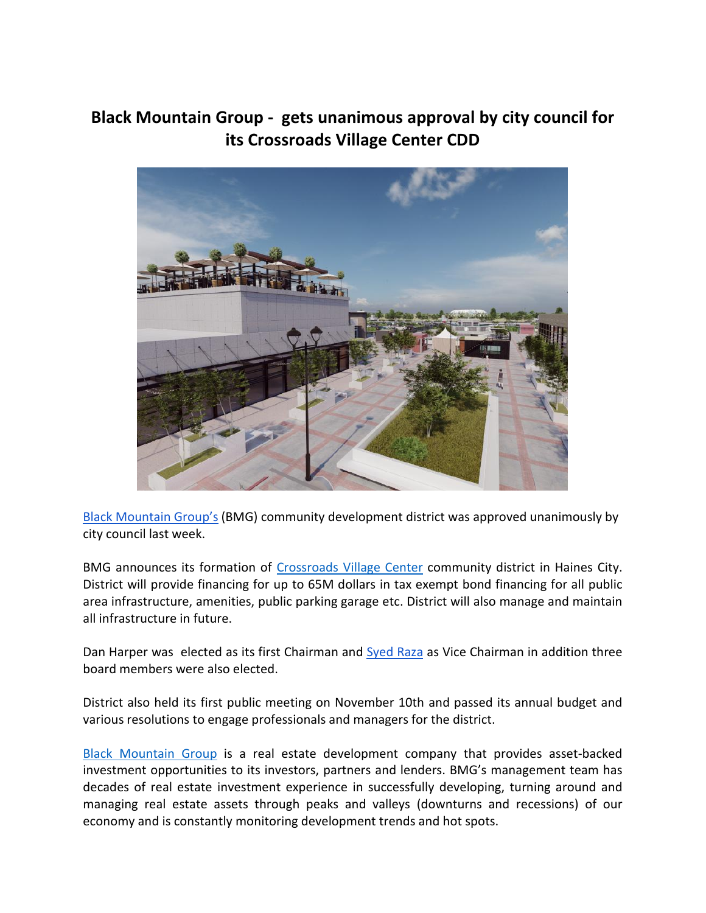# Black Mountain Group - gets unanimous approval by city council for its Crossroads Village Center CDD

Black Mountain Group's (BMG) community development district was approved unanimously by city council last week.

BMG announces its formation of Crossroads Village Center community district in Haines City. District will provide financing for up to 65M dollars in tax exempt bond financing for all public area infrastructure, amenities, public parking garage etc. District will also manage and maintain all infrastructure in future.

Dan Harper was elected as its first Chairman and Syed Raza as Vice Chairman in addition three board members were also elected.

District also held its first public meeting on November 10th and passed its annual budget and various resolutions to engage professionals and managers for the district.

Black Mountain Group is a real estate development company that provides asset-backed investment opportunities to its investors, partners and lenders. BMG's management team has decades of real estate investment experience in successfully developing, turning around and managing real estate assets through peaks and valleys (downturns and recessions) of our economy and is constantly monitoring development trends and hot spots.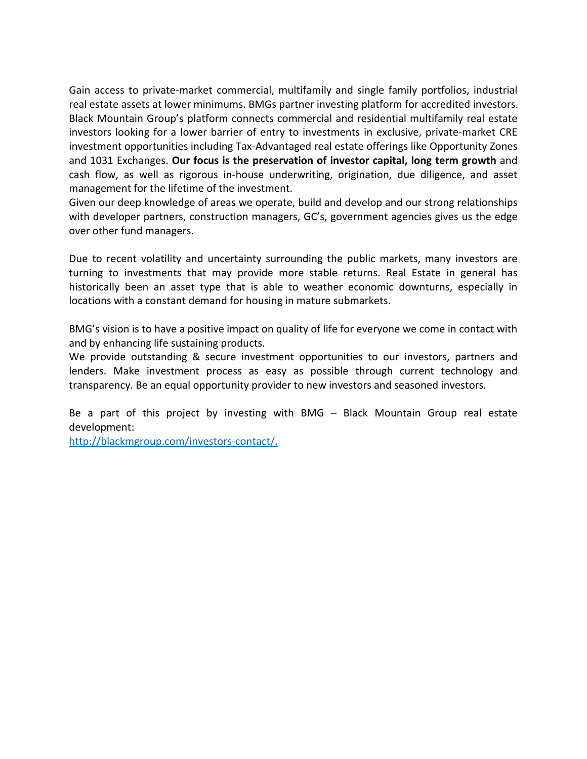Gain access to private-market commercial, multifamily and single family portfolios, industrial real estate assets at lower minimums. BMGs partner investing platform for accredited investors. Black Mountain Group's platform connects commercial and residential multifamily real estate investors looking for a lower barrier of entry to investments in exclusive, private-market CRE investment opportunities including Tax-Advantaged real estate offerings like Opportunity Zones and 1031 Exchanges. **Our focus is the preservation of investor capital, long term growth** and cash flow, as well as rigorous in-house underwriting, origination, due diligence, and asset management for the lifetime of the investment.
Given our deep knowledge of areas we operate, build and develop and our strong relationships with developer partners, construction managers, GC's, government agencies gives us the edge over other fund managers.

Due to recent volatility and uncertainty surrounding the public markets, many investors are turning to investments that may provide more stable returns. Real Estate in general has historically been an asset type that is able to weather economic downturns, especially in locations with a constant demand for housing in mature submarkets.

BMG's vision is to have a positive impact on quality of life for everyone we come in contact with and by enhancing life sustaining products.
We provide outstanding & secure investment opportunities to our investors, partners and lenders. Make investment process as easy as possible through current technology and transparency. Be an equal opportunity provider to new investors and seasoned investors.

Be a part of this project by investing with BMG – Black Mountain Group real estate development:
[http://blackmgroup.com/investors-contact/.](http://blackmgroup.com/investors-contact/)